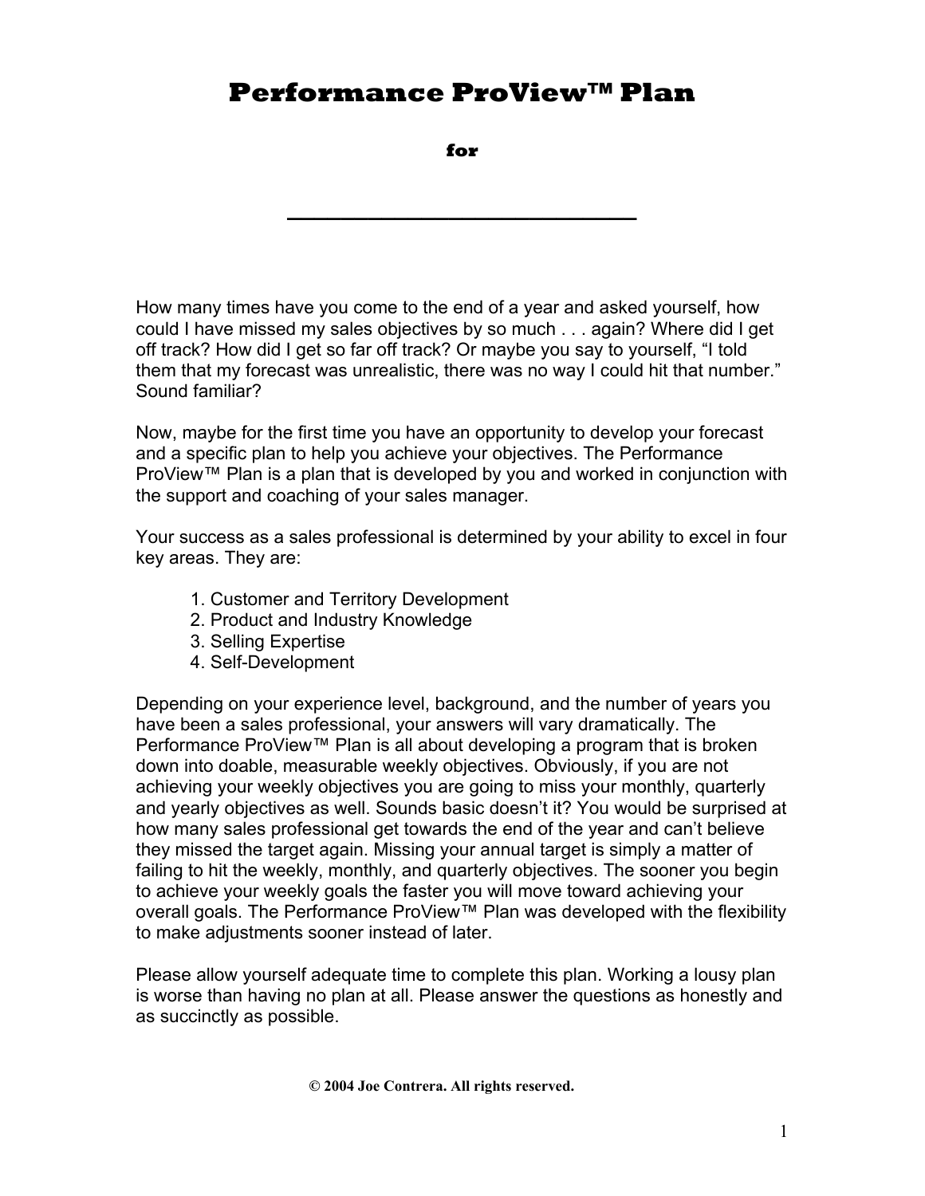# Performance ProView™ Plan

**for**

**_____________________________**

How many times have you come to the end of a year and asked yourself, how could I have missed my sales objectives by so much . . . again? Where did I get off track? How did I get so far off track? Or maybe you say to yourself, "I told them that my forecast was unrealistic, there was no way I could hit that number." Sound familiar?

Now, maybe for the first time you have an opportunity to develop your forecast and a specific plan to help you achieve your objectives. The Performance ProView™ Plan is a plan that is developed by you and worked in conjunction with the support and coaching of your sales manager.

Your success as a sales professional is determined by your ability to excel in four key areas. They are:

1. Customer and Territory Development
2. Product and Industry Knowledge
3. Selling Expertise
4. Self-Development

Depending on your experience level, background, and the number of years you have been a sales professional, your answers will vary dramatically. The Performance ProView™ Plan is all about developing a program that is broken down into doable, measurable weekly objectives. Obviously, if you are not achieving your weekly objectives you are going to miss your monthly, quarterly and yearly objectives as well. Sounds basic doesn't it? You would be surprised at how many sales professional get towards the end of the year and can't believe they missed the target again. Missing your annual target is simply a matter of failing to hit the weekly, monthly, and quarterly objectives. The sooner you begin to achieve your weekly goals the faster you will move toward achieving your overall goals. The Performance ProView™ Plan was developed with the flexibility to make adjustments sooner instead of later.

Please allow yourself adequate time to complete this plan. Working a lousy plan is worse than having no plan at all. Please answer the questions as honestly and as succinctly as possible.

**© 2004 Joe Contrera. All rights reserved.**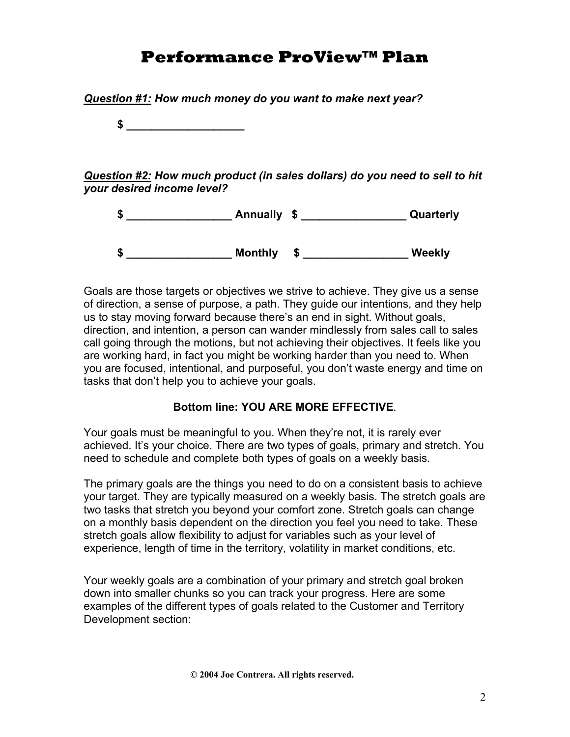# Performance ProView™ Plan

***<u>Question #1:</u> How much money do you want to make next year?***

**$ ___________________**

***<u>Question #2:</u> How much product (in sales dollars) do you need to sell to hit your desired income level?***

**$ _________________ Annually   $ _________________ Quarterly**

**$ _________________ Monthly   $ _________________ Weekly**

Goals are those targets or objectives we strive to achieve. They give us a sense of direction, a sense of purpose, a path. They guide our intentions, and they help us to stay moving forward because there's an end in sight. Without goals, direction, and intention, a person can wander mindlessly from sales call to sales call going through the motions, but not achieving their objectives. It feels like you are working hard, in fact you might be working harder than you need to. When you are focused, intentional, and purposeful, you don't waste energy and time on tasks that don't help you to achieve your goals.

**Bottom line: YOU ARE MORE EFFECTIVE**.

Your goals must be meaningful to you. When they're not, it is rarely ever achieved. It's your choice. There are two types of goals, primary and stretch. You need to schedule and complete both types of goals on a weekly basis.

The primary goals are the things you need to do on a consistent basis to achieve your target. They are typically measured on a weekly basis. The stretch goals are two tasks that stretch you beyond your comfort zone. Stretch goals can change on a monthly basis dependent on the direction you feel you need to take. These stretch goals allow flexibility to adjust for variables such as your level of experience, length of time in the territory, volatility in market conditions, etc.

Your weekly goals are a combination of your primary and stretch goal broken down into smaller chunks so you can track your progress. Here are some examples of the different types of goals related to the Customer and Territory Development section:

**© 2004 Joe Contrera. All rights reserved.**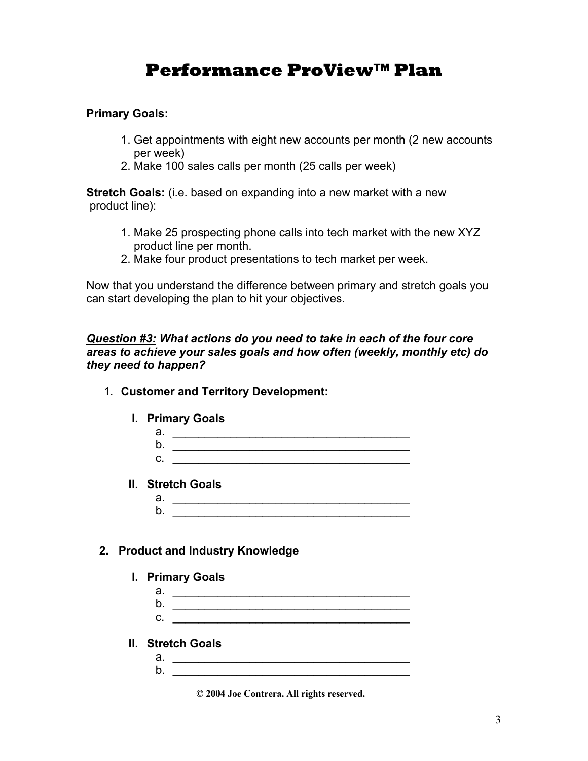# Performance ProView™ Plan

**Primary Goals:**

1. Get appointments with eight new accounts per month (2 new accounts per week)
2. Make 100 sales calls per month (25 calls per week)

**Stretch Goals:** (i.e. based on expanding into a new market with a new product line):

1. Make 25 prospecting phone calls into tech market with the new XYZ product line per month.
2. Make four product presentations to tech market per week.

Now that you understand the difference between primary and stretch goals you can start developing the plan to hit your objectives.

***<u>Question #3:</u> What actions do you need to take in each of the four core areas to achieve your sales goals and how often (weekly, monthly etc) do they need to happen?***

1. **Customer and Territory Development:**

   **I. Primary Goals**

   a. ______________________________________
   b. ______________________________________
   c. ______________________________________

   **II. Stretch Goals**

   a. ______________________________________
   b. ______________________________________

2. **Product and Industry Knowledge**

   **I. Primary Goals**

   a. ______________________________________
   b. ______________________________________
   c. ______________________________________

   **II. Stretch Goals**

   a. ______________________________________
   b. ______________________________________

**© 2004 Joe Contrera. All rights reserved.**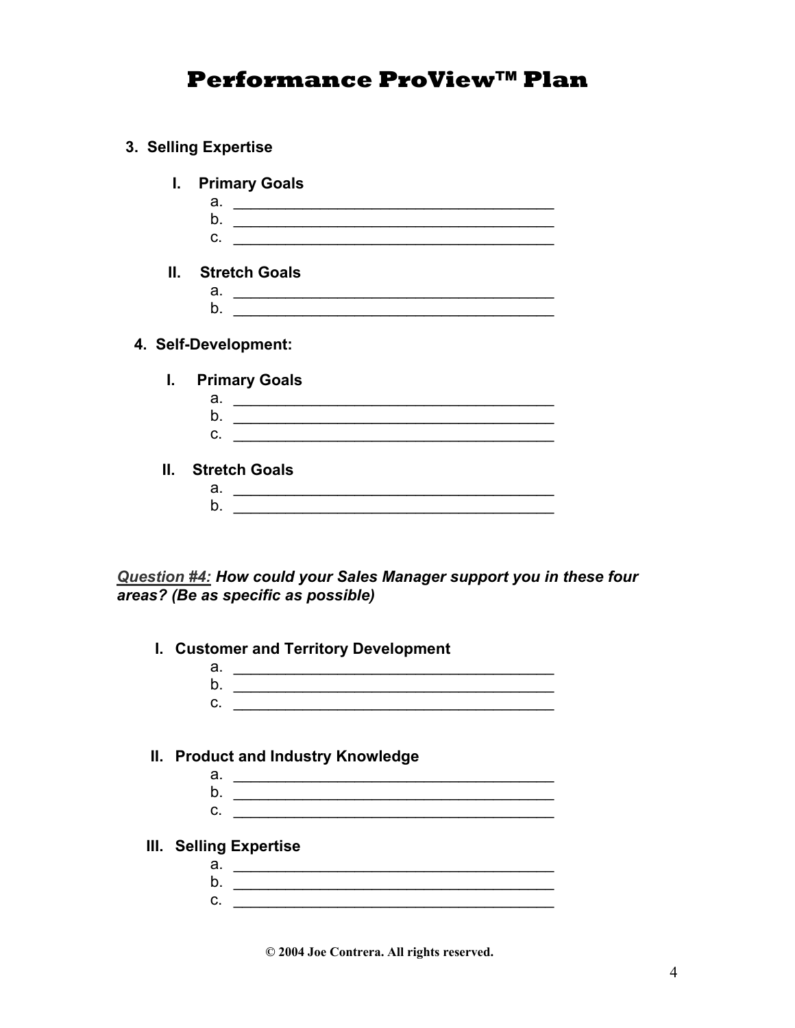# Performance ProView™ Plan

**3. Selling Expertise**

**I. Primary Goals**

a. ________________________________________
b. ________________________________________
c. ________________________________________

**II. Stretch Goals**

a. ________________________________________
b. ________________________________________

**4. Self-Development:**

**I. Primary Goals**

a. ________________________________________
b. ________________________________________
c. ________________________________________

**II. Stretch Goals**

a. ________________________________________
b. ________________________________________

***Question #4:*** ***How could your Sales Manager support you in these four areas? (Be as specific as possible)***

**I. Customer and Territory Development**

a. ________________________________________
b. ________________________________________
c. ________________________________________

**II. Product and Industry Knowledge**

a. ________________________________________
b. ________________________________________
c. ________________________________________

**III. Selling Expertise**

a. ________________________________________
b. ________________________________________
c. ________________________________________

**© 2004 Joe Contrera. All rights reserved.**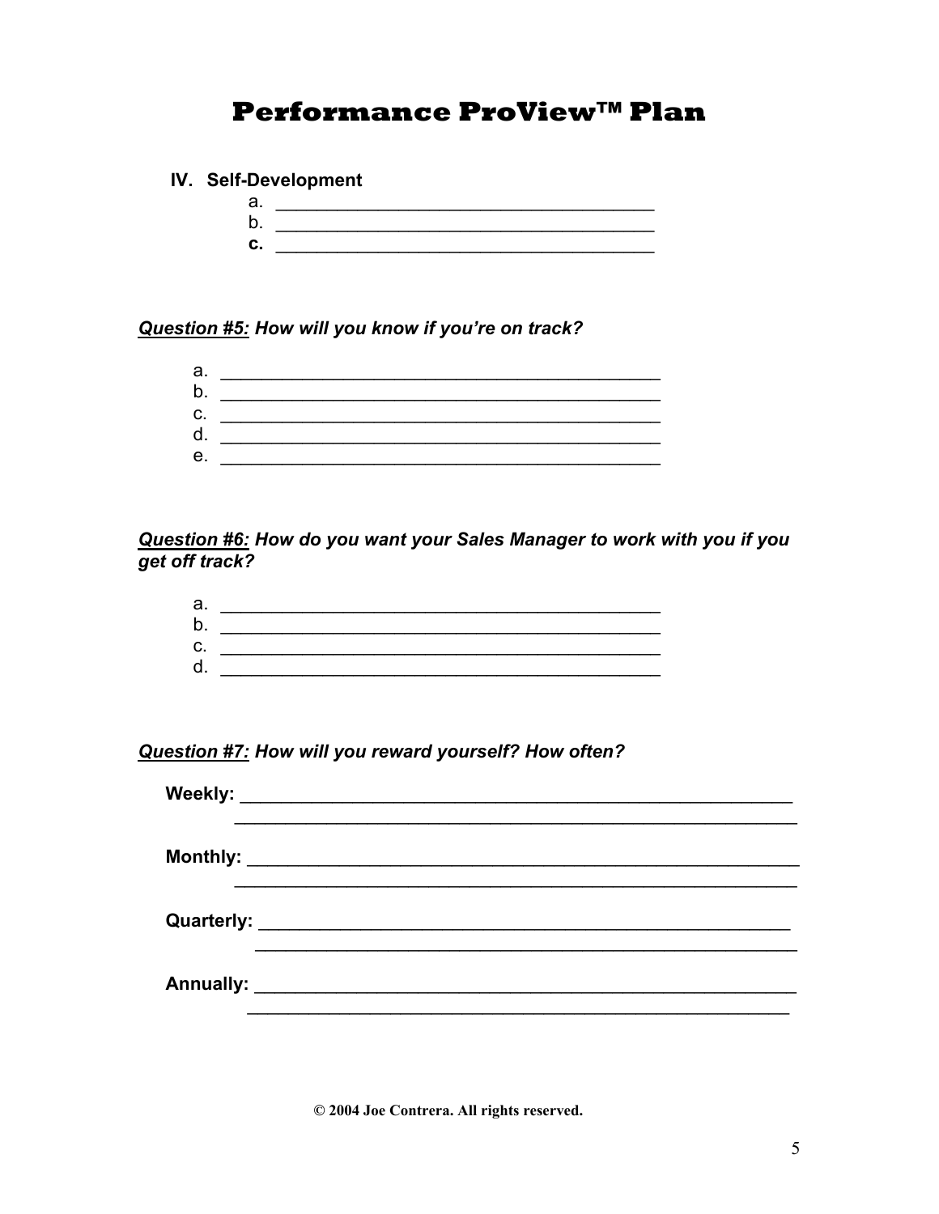# Performance ProView™ Plan

**IV. Self-Development**

a. ______________________________________
b. ______________________________________
**c.** ______________________________________

***Question #5:*** ***How will you know if you're on track?***

a. ____________________________________________
b. ____________________________________________
c. ____________________________________________
d. ____________________________________________
e. ____________________________________________

***Question #6:*** ***How do you want your Sales Manager to work with you if you get off track?***

a. ____________________________________________
b. ____________________________________________
c. ____________________________________________
d. ____________________________________________

***Question #7:*** ***How will you reward yourself? How often?***

**Weekly:** _______________________________________________________
_______________________________________________________

**Monthly:** _______________________________________________________
_______________________________________________________

**Quarterly:** _____________________________________________________
_____________________________________________________

**Annually:** ______________________________________________________
______________________________________________________

**© 2004 Joe Contrera. All rights reserved.**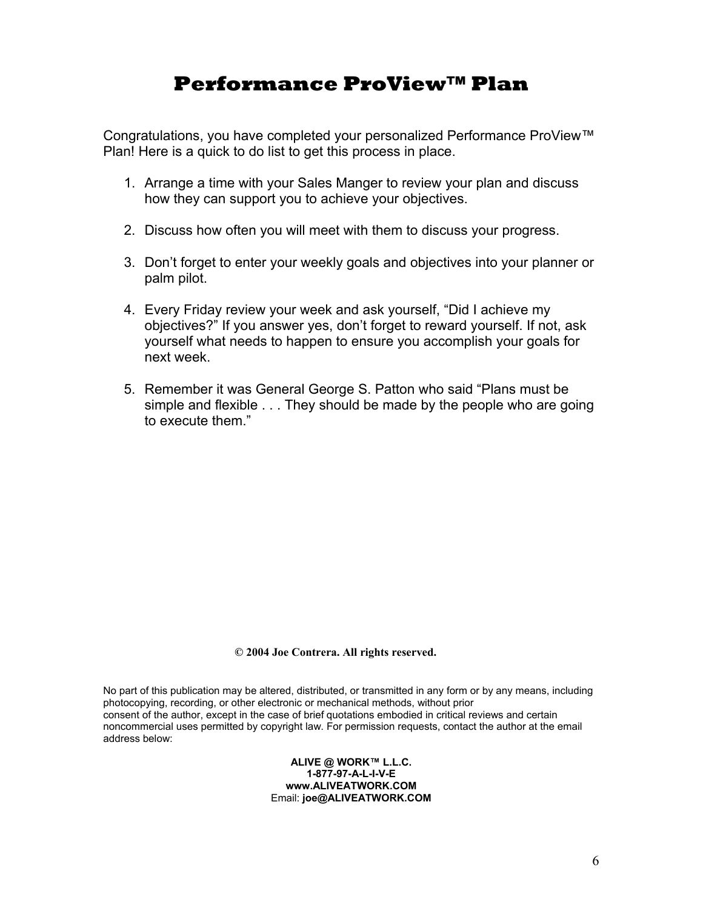# Performance ProView™ Plan

Congratulations, you have completed your personalized Performance ProView™ Plan! Here is a quick to do list to get this process in place.

1. Arrange a time with your Sales Manger to review your plan and discuss how they can support you to achieve your objectives.

2. Discuss how often you will meet with them to discuss your progress.

3. Don't forget to enter your weekly goals and objectives into your planner or palm pilot.

4. Every Friday review your week and ask yourself, "Did I achieve my objectives?" If you answer yes, don't forget to reward yourself. If not, ask yourself what needs to happen to ensure you accomplish your goals for next week.

5. Remember it was General George S. Patton who said "Plans must be simple and flexible . . . They should be made by the people who are going to execute them."

**© 2004 Joe Contrera. All rights reserved.**

No part of this publication may be altered, distributed, or transmitted in any form or by any means, including photocopying, recording, or other electronic or mechanical methods, without prior consent of the author, except in the case of brief quotations embodied in critical reviews and certain noncommercial uses permitted by copyright law. For permission requests, contact the author at the email address below:

**ALIVE @ WORK™ L.L.C.**
**1-877-97-A-L-I-V-E**
**www.ALIVEATWORK.COM**
Email: **joe@ALIVEATWORK.COM**